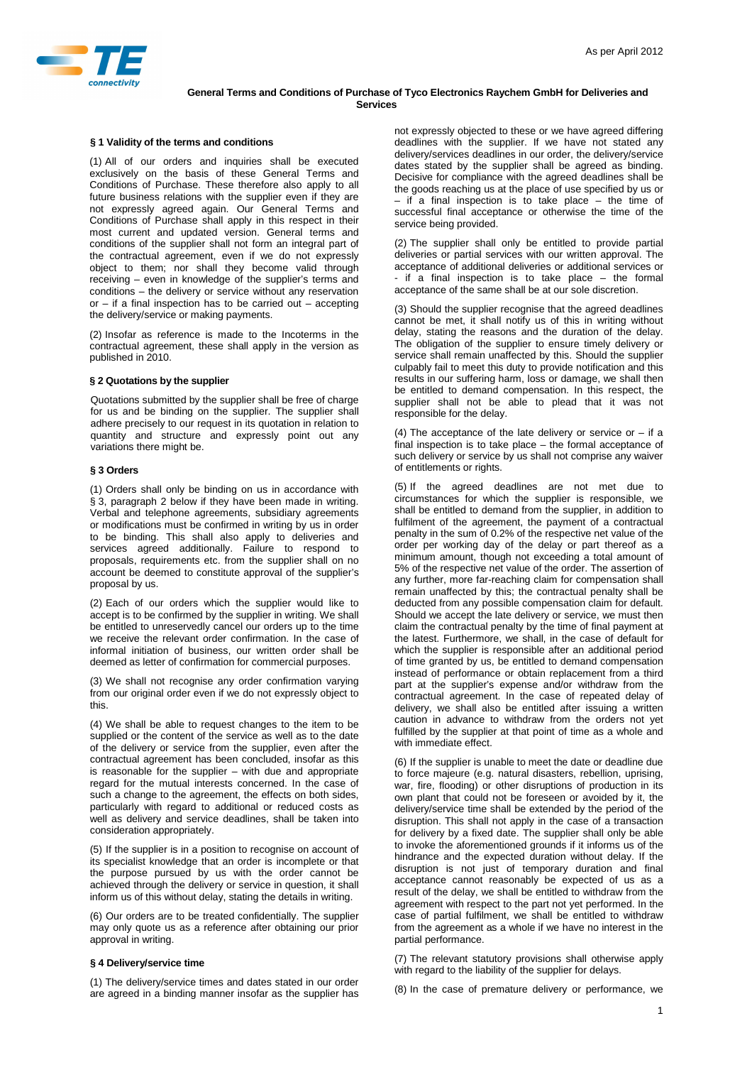As per April 2012

**General Terms and Conditions of Purchase of Tyco Electronics Raychem GmbH for Deliveries and Services**

### § 1 Validity of the terms and conditions

(1) All of our orders and inquiries shall be executed exclusively on the basis of these General Terms and Conditions of Purchase. These therefore also apply to all future business relations with the supplier even if they are not expressly agreed again. Our General Terms and Conditions of Purchase shall apply in this respect in their most current and updated version. General terms and conditions of the supplier shall not form an integral part of the contractual agreement, even if we do not expressly object to them; nor shall they become valid through receiving – even in knowledge of the supplier's terms and conditions – the delivery or service without any reservation or – if a final inspection has to be carried out – accepting the delivery/service or making payments.

(2) Insofar as reference is made to the Incoterms in the contractual agreement, these shall apply in the version as published in 2010.

### § 2 Quotations by the supplier

Quotations submitted by the supplier shall be free of charge for us and be binding on the supplier. The supplier shall adhere precisely to our request in its quotation in relation to quantity and structure and expressly point out any variations there might be.

### § 3 Orders

(1) Orders shall only be binding on us in accordance with § 3, paragraph 2 below if they have been made in writing. Verbal and telephone agreements, subsidiary agreements or modifications must be confirmed in writing by us in order to be binding. This shall also apply to deliveries and services agreed additionally. Failure to respond to proposals, requirements etc. from the supplier shall on no account be deemed to constitute approval of the supplier's proposal by us.

(2) Each of our orders which the supplier would like to accept is to be confirmed by the supplier in writing. We shall be entitled to unreservedly cancel our orders up to the time we receive the relevant order confirmation. In the case of informal initiation of business, our written order shall be deemed as letter of confirmation for commercial purposes.

(3) We shall not recognise any order confirmation varying from our original order even if we do not expressly object to this.

(4) We shall be able to request changes to the item to be supplied or the content of the service as well as to the date of the delivery or service from the supplier, even after the contractual agreement has been concluded, insofar as this is reasonable for the supplier – with due and appropriate regard for the mutual interests concerned. In the case of such a change to the agreement, the effects on both sides, particularly with regard to additional or reduced costs as well as delivery and service deadlines, shall be taken into consideration appropriately.

(5) If the supplier is in a position to recognise on account of its specialist knowledge that an order is incomplete or that the purpose pursued by us with the order cannot be achieved through the delivery or service in question, it shall inform us of this without delay, stating the details in writing.

(6) Our orders are to be treated confidentially. The supplier may only quote us as a reference after obtaining our prior approval in writing.

### § 4 Delivery/service time

(1) The delivery/service times and dates stated in our order are agreed in a binding manner insofar as the supplier has not expressly objected to these or we have agreed differing deadlines with the supplier. If we have not stated any delivery/services deadlines in our order, the delivery/service dates stated by the supplier shall be agreed as binding. Decisive for compliance with the agreed deadlines shall be the goods reaching us at the place of use specified by us or – if a final inspection is to take place – the time of successful final acceptance or otherwise the time of the service being provided.

(2) The supplier shall only be entitled to provide partial deliveries or partial services with our written approval. The acceptance of additional deliveries or additional services or - if a final inspection is to take place – the formal acceptance of the same shall be at our sole discretion.

(3) Should the supplier recognise that the agreed deadlines cannot be met, it shall notify us of this in writing without delay, stating the reasons and the duration of the delay. The obligation of the supplier to ensure timely delivery or service shall remain unaffected by this. Should the supplier culpably fail to meet this duty to provide notification and this results in our suffering harm, loss or damage, we shall then be entitled to demand compensation. In this respect, the supplier shall not be able to plead that it was not responsible for the delay.

(4) The acceptance of the late delivery or service or – if a final inspection is to take place – the formal acceptance of such delivery or service by us shall not comprise any waiver of entitlements or rights.

(5) If the agreed deadlines are not met due to circumstances for which the supplier is responsible, we shall be entitled to demand from the supplier, in addition to fulfilment of the agreement, the payment of a contractual penalty in the sum of 0.2% of the respective net value of the order per working day of the delay or part thereof as a minimum amount, though not exceeding a total amount of 5% of the respective net value of the order. The assertion of any further, more far-reaching claim for compensation shall remain unaffected by this; the contractual penalty shall be deducted from any possible compensation claim for default. Should we accept the late delivery or service, we must then claim the contractual penalty by the time of final payment at the latest. Furthermore, we shall, in the case of default for which the supplier is responsible after an additional period of time granted by us, be entitled to demand compensation instead of performance or obtain replacement from a third part at the supplier's expense and/or withdraw from the contractual agreement. In the case of repeated delay of delivery, we shall also be entitled after issuing a written caution in advance to withdraw from the orders not yet fulfilled by the supplier at that point of time as a whole and with immediate effect.

(6) If the supplier is unable to meet the date or deadline due to force majeure (e.g. natural disasters, rebellion, uprising, war, fire, flooding) or other disruptions of production in its own plant that could not be foreseen or avoided by it, the delivery/service time shall be extended by the period of the disruption. This shall not apply in the case of a transaction for delivery by a fixed date. The supplier shall only be able to invoke the aforementioned grounds if it informs us of the hindrance and the expected duration without delay. If the disruption is not just of temporary duration and final acceptance cannot reasonably be expected of us as a result of the delay, we shall be entitled to withdraw from the agreement with respect to the part not yet performed. In the case of partial fulfilment, we shall be entitled to withdraw from the agreement as a whole if we have no interest in the partial performance.

(7) The relevant statutory provisions shall otherwise apply with regard to the liability of the supplier for delays.

(8) In the case of premature delivery or performance, we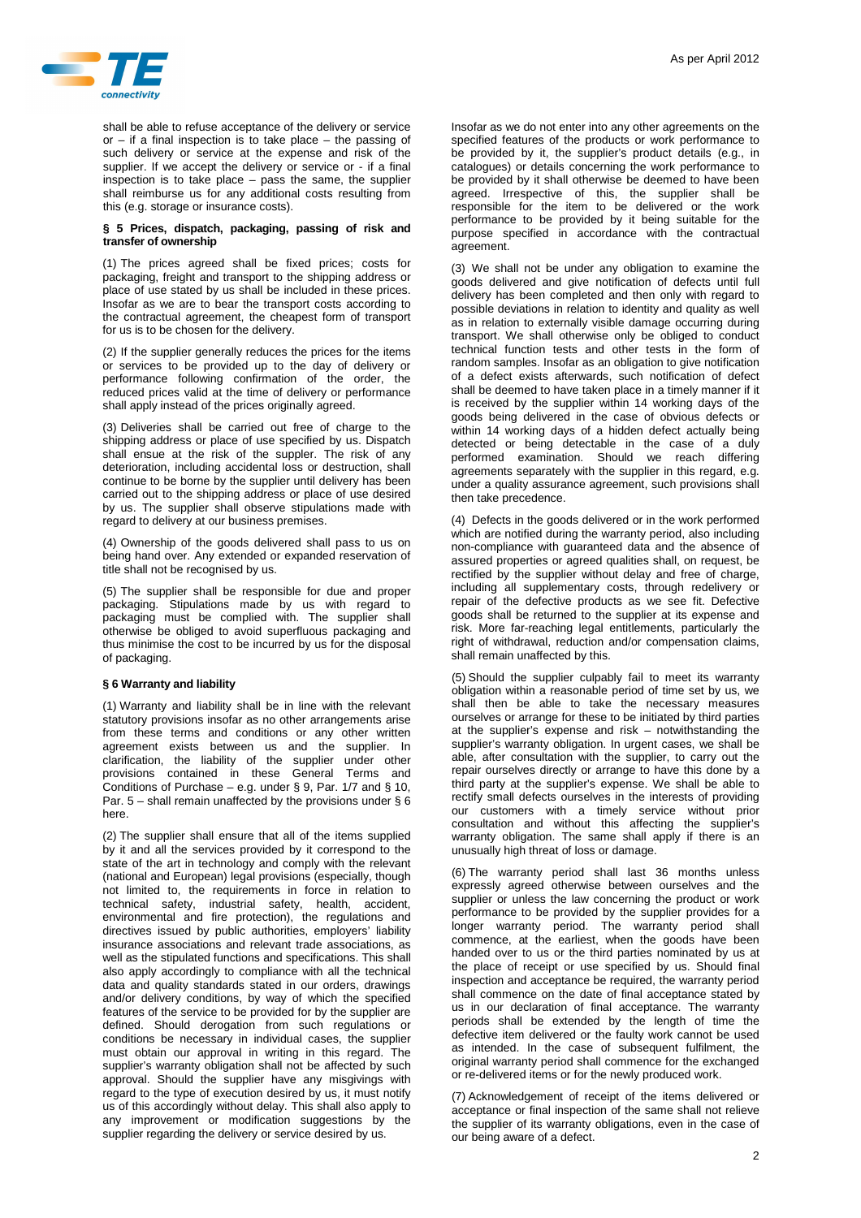shall be able to refuse acceptance of the delivery or service or – if a final inspection is to take place – the passing of such delivery or service at the expense and risk of the supplier. If we accept the delivery or service or - if a final inspection is to take place – pass the same, the supplier shall reimburse us for any additional costs resulting from this (e.g. storage or insurance costs).

#### § 5 Prices, dispatch, packaging, passing of risk and transfer of ownership

(1) The prices agreed shall be fixed prices; costs for packaging, freight and transport to the shipping address or place of use stated by us shall be included in these prices. Insofar as we are to bear the transport costs according to the contractual agreement, the cheapest form of transport for us is to be chosen for the delivery.

(2) If the supplier generally reduces the prices for the items or services to be provided up to the day of delivery or performance following confirmation of the order, the reduced prices valid at the time of delivery or performance shall apply instead of the prices originally agreed.

(3) Deliveries shall be carried out free of charge to the shipping address or place of use specified by us. Dispatch shall ensue at the risk of the suppler. The risk of any deterioration, including accidental loss or destruction, shall continue to be borne by the supplier until delivery has been carried out to the shipping address or place of use desired by us. The supplier shall observe stipulations made with regard to delivery at our business premises.

(4) Ownership of the goods delivered shall pass to us on being hand over. Any extended or expanded reservation of title shall not be recognised by us.

(5) The supplier shall be responsible for due and proper packaging. Stipulations made by us with regard to packaging must be complied with. The supplier shall otherwise be obliged to avoid superfluous packaging and thus minimise the cost to be incurred by us for the disposal of packaging.

#### § 6 Warranty and liability

(1) Warranty and liability shall be in line with the relevant statutory provisions insofar as no other arrangements arise from these terms and conditions or any other written agreement exists between us and the supplier. In clarification, the liability of the supplier under other provisions contained in these General Terms and Conditions of Purchase – e.g. under § 9, Par. 1/7 and § 10, Par. 5 – shall remain unaffected by the provisions under § 6 here.

(2) The supplier shall ensure that all of the items supplied by it and all the services provided by it correspond to the state of the art in technology and comply with the relevant (national and European) legal provisions (especially, though not limited to, the requirements in force in relation to technical safety, industrial safety, health, accident, environmental and fire protection), the regulations and directives issued by public authorities, employers' liability insurance associations and relevant trade associations, as well as the stipulated functions and specifications. This shall also apply accordingly to compliance with all the technical data and quality standards stated in our orders, drawings and/or delivery conditions, by way of which the specified features of the service to be provided for by the supplier are defined. Should derogation from such regulations or conditions be necessary in individual cases, the supplier must obtain our approval in writing in this regard. The supplier's warranty obligation shall not be affected by such approval. Should the supplier have any misgivings with regard to the type of execution desired by us, it must notify us of this accordingly without delay. This shall also apply to any improvement or modification suggestions by the supplier regarding the delivery or service desired by us.

Insofar as we do not enter into any other agreements on the specified features of the products or work performance to be provided by it, the supplier's product details (e.g., in catalogues) or details concerning the work performance to be provided by it shall otherwise be deemed to have been agreed. Irrespective of this, the supplier shall be responsible for the item to be delivered or the work performance to be provided by it being suitable for the purpose specified in accordance with the contractual agreement.

(3) We shall not be under any obligation to examine the goods delivered and give notification of defects until full delivery has been completed and then only with regard to possible deviations in relation to identity and quality as well as in relation to externally visible damage occurring during transport. We shall otherwise only be obliged to conduct technical function tests and other tests in the form of random samples. Insofar as an obligation to give notification of a defect exists afterwards, such notification of defect shall be deemed to have taken place in a timely manner if it is received by the supplier within 14 working days of the goods being delivered in the case of obvious defects or within 14 working days of a hidden defect actually being detected or being detectable in the case of a duly performed examination. Should we reach differing agreements separately with the supplier in this regard, e.g. under a quality assurance agreement, such provisions shall then take precedence.

(4) Defects in the goods delivered or in the work performed which are notified during the warranty period, also including non-compliance with guaranteed data and the absence of assured properties or agreed qualities shall, on request, be rectified by the supplier without delay and free of charge, including all supplementary costs, through redelivery or repair of the defective products as we see fit. Defective goods shall be returned to the supplier at its expense and risk. More far-reaching legal entitlements, particularly the right of withdrawal, reduction and/or compensation claims, shall remain unaffected by this.

(5) Should the supplier culpably fail to meet its warranty obligation within a reasonable period of time set by us, we shall then be able to take the necessary measures ourselves or arrange for these to be initiated by third parties at the supplier's expense and risk – notwithstanding the supplier's warranty obligation. In urgent cases, we shall be able, after consultation with the supplier, to carry out the repair ourselves directly or arrange to have this done by a third party at the supplier's expense. We shall be able to rectify small defects ourselves in the interests of providing our customers with a timely service without prior consultation and without this affecting the supplier's warranty obligation. The same shall apply if there is an unusually high threat of loss or damage.

(6) The warranty period shall last 36 months unless expressly agreed otherwise between ourselves and the supplier or unless the law concerning the product or work performance to be provided by the supplier provides for a longer warranty period. The warranty period shall commence, at the earliest, when the goods have been handed over to us or the third parties nominated by us at the place of receipt or use specified by us. Should final inspection and acceptance be required, the warranty period shall commence on the date of final acceptance stated by us in our declaration of final acceptance. The warranty periods shall be extended by the length of time the defective item delivered or the faulty work cannot be used as intended. In the case of subsequent fulfilment, the original warranty period shall commence for the exchanged or re-delivered items or for the newly produced work.

(7) Acknowledgement of receipt of the items delivered or acceptance or final inspection of the same shall not relieve the supplier of its warranty obligations, even in the case of our being aware of a defect.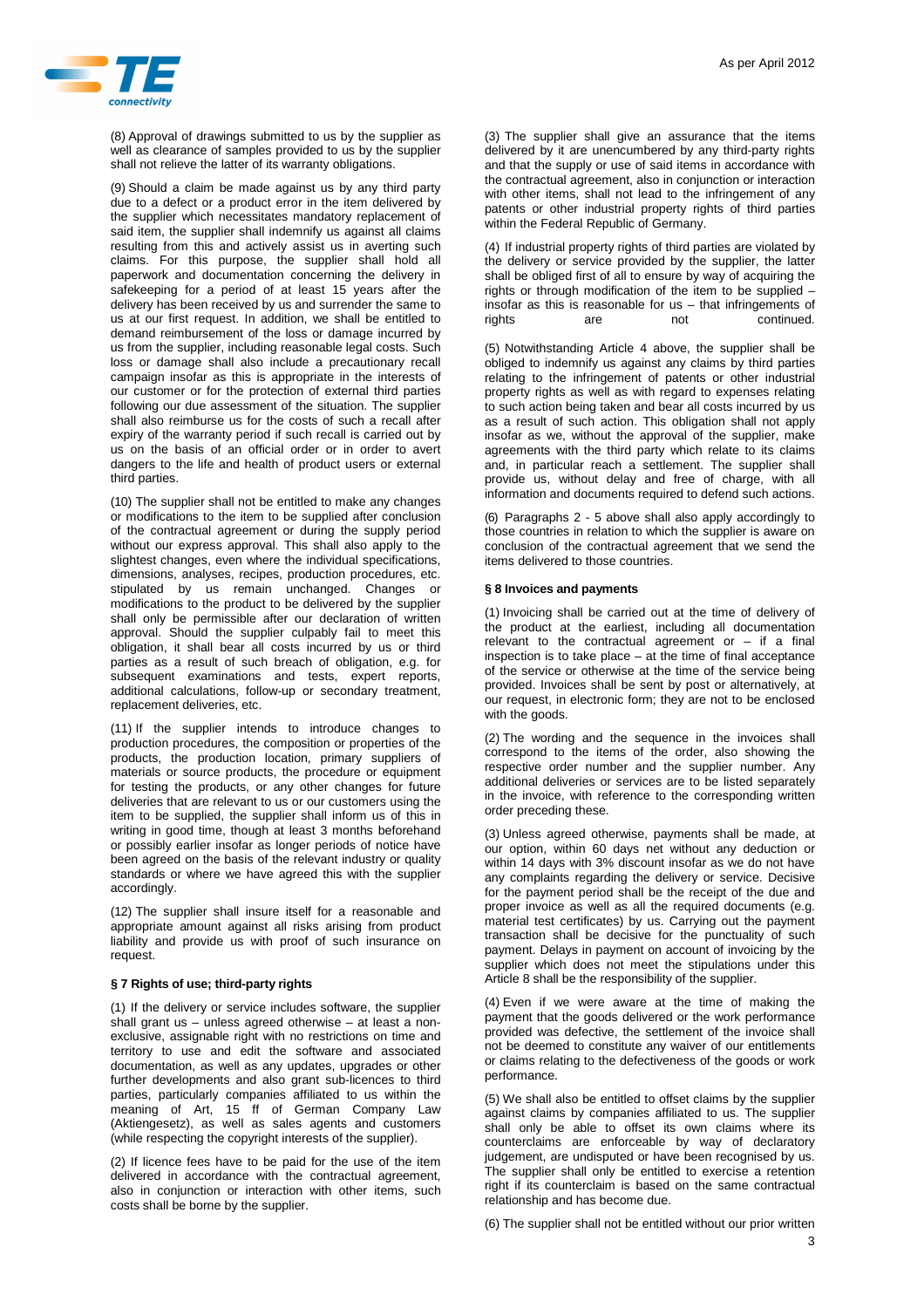(8) Approval of drawings submitted to us by the supplier as well as clearance of samples provided to us by the supplier shall not relieve the latter of its warranty obligations.

(9) Should a claim be made against us by any third party due to a defect or a product error in the item delivered by the supplier which necessitates mandatory replacement of said item, the supplier shall indemnify us against all claims resulting from this and actively assist us in averting such claims. For this purpose, the supplier shall hold all paperwork and documentation concerning the delivery in safekeeping for a period of at least 15 years after the delivery has been received by us and surrender the same to us at our first request. In addition, we shall be entitled to demand reimbursement of the loss or damage incurred by us from the supplier, including reasonable legal costs. Such loss or damage shall also include a precautionary recall campaign insofar as this is appropriate in the interests of our customer or for the protection of external third parties following our due assessment of the situation. The supplier shall also reimburse us for the costs of such a recall after expiry of the warranty period if such recall is carried out by us on the basis of an official order or in order to avert dangers to the life and health of product users or external third parties.

(10) The supplier shall not be entitled to make any changes or modifications to the item to be supplied after conclusion of the contractual agreement or during the supply period without our express approval. This shall also apply to the slightest changes, even where the individual specifications, dimensions, analyses, recipes, production procedures, etc. stipulated by us remain unchanged. Changes or modifications to the product to be delivered by the supplier shall only be permissible after our declaration of written approval. Should the supplier culpably fail to meet this obligation, it shall bear all costs incurred by us or third parties as a result of such breach of obligation, e.g. for subsequent examinations and tests, expert reports, additional calculations, follow-up or secondary treatment, replacement deliveries, etc.

(11) If the supplier intends to introduce changes to production procedures, the composition or properties of the products, the production location, primary suppliers of materials or source products, the procedure or equipment for testing the products, or any other changes for future deliveries that are relevant to us or our customers using the item to be supplied, the supplier shall inform us of this in writing in good time, though at least 3 months beforehand or possibly earlier insofar as longer periods of notice have been agreed on the basis of the relevant industry or quality standards or where we have agreed this with the supplier accordingly.

(12) The supplier shall insure itself for a reasonable and appropriate amount against all risks arising from product liability and provide us with proof of such insurance on request.

### § 7 Rights of use; third-party rights

(1) If the delivery or service includes software, the supplier shall grant us – unless agreed otherwise – at least a non-exclusive, assignable right with no restrictions on time and territory to use and edit the software and associated documentation, as well as any updates, upgrades or other further developments and also grant sub-licences to third parties, particularly companies affiliated to us within the meaning of Art, 15 ff of German Company Law (Aktiengesetz), as well as sales agents and customers (while respecting the copyright interests of the supplier).

(2) If licence fees have to be paid for the use of the item delivered in accordance with the contractual agreement, also in conjunction or interaction with other items, such costs shall be borne by the supplier.

(3) The supplier shall give an assurance that the items delivered by it are unencumbered by any third-party rights and that the supply or use of said items in accordance with the contractual agreement, also in conjunction or interaction with other items, shall not lead to the infringement of any patents or other industrial property rights of third parties within the Federal Republic of Germany.

(4) If industrial property rights of third parties are violated by the delivery or service provided by the supplier, the latter shall be obliged first of all to ensure by way of acquiring the rights or through modification of the item to be supplied – insofar as this is reasonable for us – that infringements of rights are not continued.

(5) Notwithstanding Article 4 above, the supplier shall be obliged to indemnify us against any claims by third parties relating to the infringement of patents or other industrial property rights as well as with regard to expenses relating to such action being taken and bear all costs incurred by us as a result of such action. This obligation shall not apply insofar as we, without the approval of the supplier, make agreements with the third party which relate to its claims and, in particular reach a settlement. The supplier shall provide us, without delay and free of charge, with all information and documents required to defend such actions.

(6) Paragraphs 2 - 5 above shall also apply accordingly to those countries in relation to which the supplier is aware on conclusion of the contractual agreement that we send the items delivered to those countries.

### § 8 Invoices and payments

(1) Invoicing shall be carried out at the time of delivery of the product at the earliest, including all documentation relevant to the contractual agreement or – if a final inspection is to take place – at the time of final acceptance of the service or otherwise at the time of the service being provided. Invoices shall be sent by post or alternatively, at our request, in electronic form; they are not to be enclosed with the goods.

(2) The wording and the sequence in the invoices shall correspond to the items of the order, also showing the respective order number and the supplier number. Any additional deliveries or services are to be listed separately in the invoice, with reference to the corresponding written order preceding these.

(3) Unless agreed otherwise, payments shall be made, at our option, within 60 days net without any deduction or within 14 days with 3% discount insofar as we do not have any complaints regarding the delivery or service. Decisive for the payment period shall be the receipt of the due and proper invoice as well as all the required documents (e.g. material test certificates) by us. Carrying out the payment transaction shall be decisive for the punctuality of such payment. Delays in payment on account of invoicing by the supplier which does not meet the stipulations under this Article 8 shall be the responsibility of the supplier.

(4) Even if we were aware at the time of making the payment that the goods delivered or the work performance provided was defective, the settlement of the invoice shall not be deemed to constitute any waiver of our entitlements or claims relating to the defectiveness of the goods or work performance.

(5) We shall also be entitled to offset claims by the supplier against claims by companies affiliated to us. The supplier shall only be able to offset its own claims where its counterclaims are enforceable by way of declaratory judgement, are undisputed or have been recognised by us. The supplier shall only be entitled to exercise a retention right if its counterclaim is based on the same contractual relationship and has become due.

(6) The supplier shall not be entitled without our prior written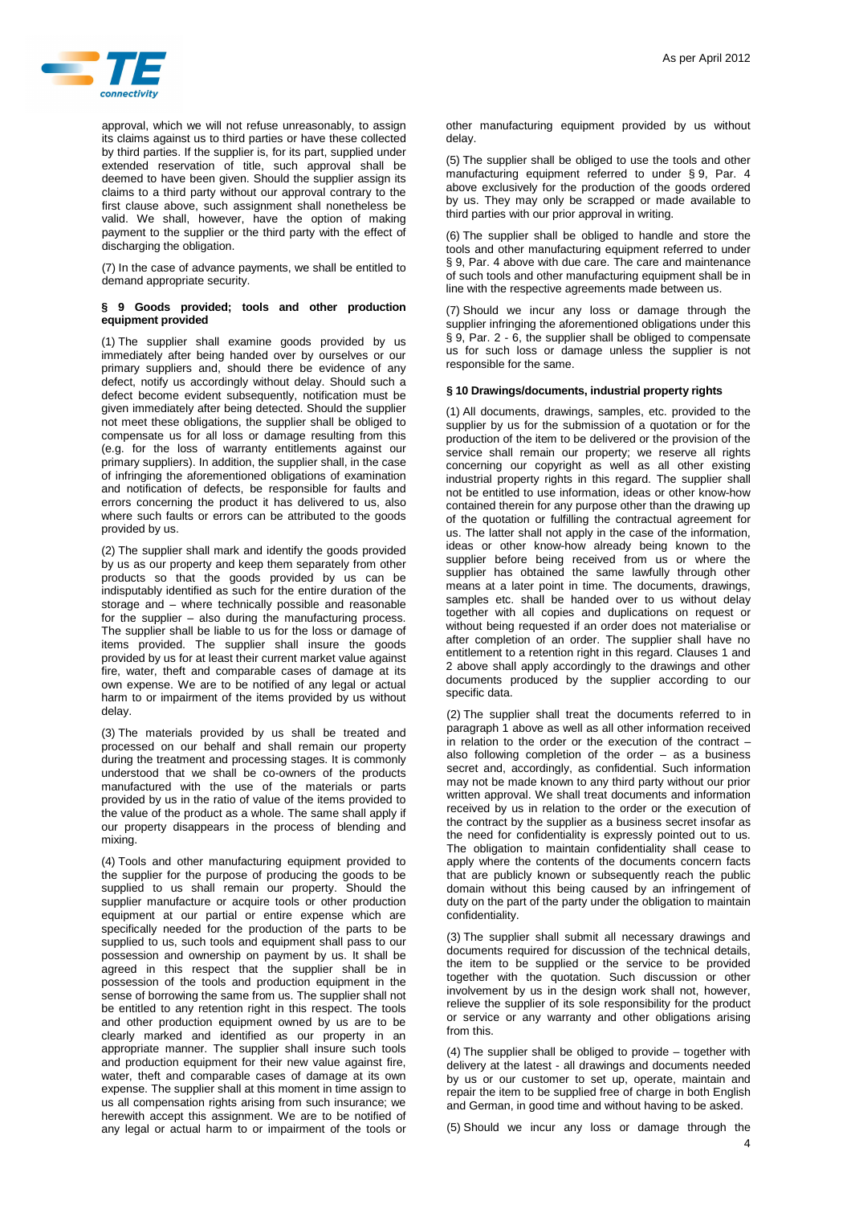approval, which we will not refuse unreasonably, to assign its claims against us to third parties or have these collected by third parties. If the supplier is, for its part, supplied under extended reservation of title, such approval shall be deemed to have been given. Should the supplier assign its claims to a third party without our approval contrary to the first clause above, such assignment shall nonetheless be valid. We shall, however, have the option of making payment to the supplier or the third party with the effect of discharging the obligation.

(7) In the case of advance payments, we shall be entitled to demand appropriate security.

### § 9 Goods provided; tools and other production equipment provided

(1) The supplier shall examine goods provided by us immediately after being handed over by ourselves or our primary suppliers and, should there be evidence of any defect, notify us accordingly without delay. Should such a defect become evident subsequently, notification must be given immediately after being detected. Should the supplier not meet these obligations, the supplier shall be obliged to compensate us for all loss or damage resulting from this (e.g. for the loss of warranty entitlements against our primary suppliers). In addition, the supplier shall, in the case of infringing the aforementioned obligations of examination and notification of defects, be responsible for faults and errors concerning the product it has delivered to us, also where such faults or errors can be attributed to the goods provided by us.

(2) The supplier shall mark and identify the goods provided by us as our property and keep them separately from other products so that the goods provided by us can be indisputably identified as such for the entire duration of the storage and – where technically possible and reasonable for the supplier – also during the manufacturing process. The supplier shall be liable to us for the loss or damage of items provided. The supplier shall insure the goods provided by us for at least their current market value against fire, water, theft and comparable cases of damage at its own expense. We are to be notified of any legal or actual harm to or impairment of the items provided by us without delay.

(3) The materials provided by us shall be treated and processed on our behalf and shall remain our property during the treatment and processing stages. It is commonly understood that we shall be co-owners of the products manufactured with the use of the materials or parts provided by us in the ratio of value of the items provided to the value of the product as a whole. The same shall apply if our property disappears in the process of blending and mixing.

(4) Tools and other manufacturing equipment provided to the supplier for the purpose of producing the goods to be supplied to us shall remain our property. Should the supplier manufacture or acquire tools or other production equipment at our partial or entire expense which are specifically needed for the production of the parts to be supplied to us, such tools and equipment shall pass to our possession and ownership on payment by us. It shall be agreed in this respect that the supplier shall be in possession of the tools and production equipment in the sense of borrowing the same from us. The supplier shall not be entitled to any retention right in this respect. The tools and other production equipment owned by us are to be clearly marked and identified as our property in an appropriate manner. The supplier shall insure such tools and production equipment for their new value against fire, water, theft and comparable cases of damage at its own expense. The supplier shall at this moment in time assign to us all compensation rights arising from such insurance; we herewith accept this assignment. We are to be notified of any legal or actual harm to or impairment of the tools or other manufacturing equipment provided by us without delay.

(5) The supplier shall be obliged to use the tools and other manufacturing equipment referred to under § 9, Par. 4 above exclusively for the production of the goods ordered by us. They may only be scrapped or made available to third parties with our prior approval in writing.

(6) The supplier shall be obliged to handle and store the tools and other manufacturing equipment referred to under § 9, Par. 4 above with due care. The care and maintenance of such tools and other manufacturing equipment shall be in line with the respective agreements made between us.

(7) Should we incur any loss or damage through the supplier infringing the aforementioned obligations under this § 9, Par. 2 - 6, the supplier shall be obliged to compensate us for such loss or damage unless the supplier is not responsible for the same.

### § 10 Drawings/documents, industrial property rights

(1) All documents, drawings, samples, etc. provided to the supplier by us for the submission of a quotation or for the production of the item to be delivered or the provision of the service shall remain our property; we reserve all rights concerning our copyright as well as all other existing industrial property rights in this regard. The supplier shall not be entitled to use information, ideas or other know-how contained therein for any purpose other than the drawing up of the quotation or fulfilling the contractual agreement for us. The latter shall not apply in the case of the information, ideas or other know-how already being known to the supplier before being received from us or where the supplier has obtained the same lawfully through other means at a later point in time. The documents, drawings, samples etc. shall be handed over to us without delay together with all copies and duplications on request or without being requested if an order does not materialise or after completion of an order. The supplier shall have no entitlement to a retention right in this regard. Clauses 1 and 2 above shall apply accordingly to the drawings and other documents produced by the supplier according to our specific data.

(2) The supplier shall treat the documents referred to in paragraph 1 above as well as all other information received in relation to the order or the execution of the contract – also following completion of the order – as a business secret and, accordingly, as confidential. Such information may not be made known to any third party without our prior written approval. We shall treat documents and information received by us in relation to the order or the execution of the contract by the supplier as a business secret insofar as the need for confidentiality is expressly pointed out to us. The obligation to maintain confidentiality shall cease to apply where the contents of the documents concern facts that are publicly known or subsequently reach the public domain without this being caused by an infringement of duty on the part of the party under the obligation to maintain confidentiality.

(3) The supplier shall submit all necessary drawings and documents required for discussion of the technical details, the item to be supplied or the service to be provided together with the quotation. Such discussion or other involvement by us in the design work shall not, however, relieve the supplier of its sole responsibility for the product or service or any warranty and other obligations arising from this.

(4) The supplier shall be obliged to provide – together with delivery at the latest - all drawings and documents needed by us or our customer to set up, operate, maintain and repair the item to be supplied free of charge in both English and German, in good time and without having to be asked.

(5) Should we incur any loss or damage through the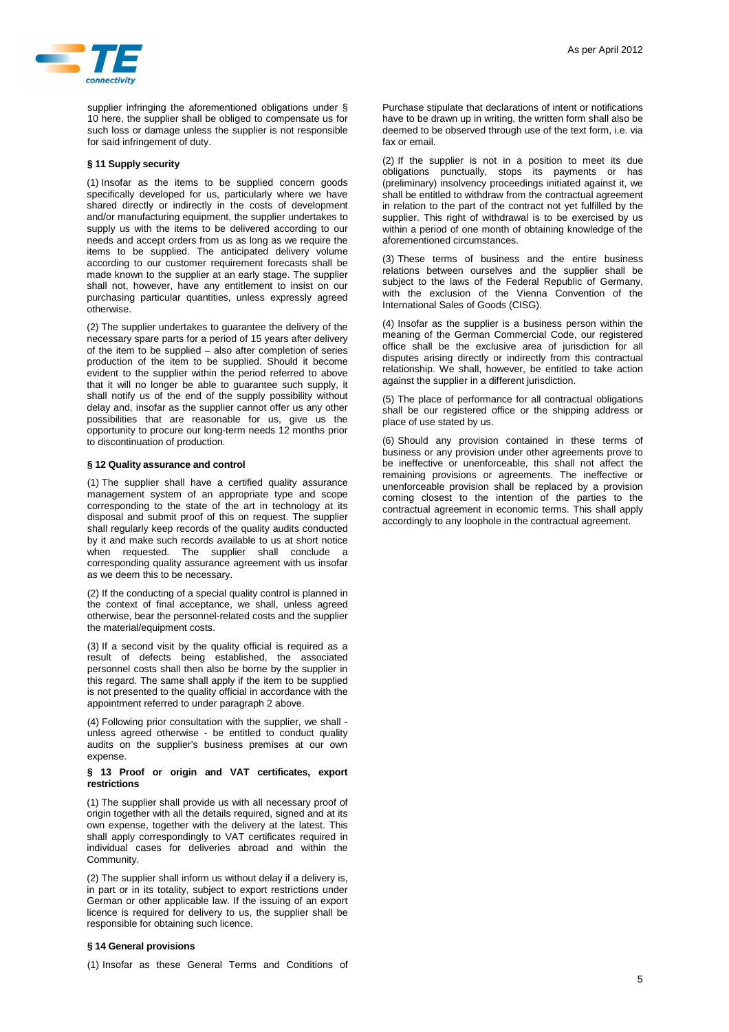supplier infringing the aforementioned obligations under § 10 here, the supplier shall be obliged to compensate us for such loss or damage unless the supplier is not responsible for said infringement of duty.

### § 11 Supply security

(1) Insofar as the items to be supplied concern goods specifically developed for us, particularly where we have shared directly or indirectly in the costs of development and/or manufacturing equipment, the supplier undertakes to supply us with the items to be delivered according to our needs and accept orders from us as long as we require the items to be supplied. The anticipated delivery volume according to our customer requirement forecasts shall be made known to the supplier at an early stage. The supplier shall not, however, have any entitlement to insist on our purchasing particular quantities, unless expressly agreed otherwise.

(2) The supplier undertakes to guarantee the delivery of the necessary spare parts for a period of 15 years after delivery of the item to be supplied – also after completion of series production of the item to be supplied. Should it become evident to the supplier within the period referred to above that it will no longer be able to guarantee such supply, it shall notify us of the end of the supply possibility without delay and, insofar as the supplier cannot offer us any other possibilities that are reasonable for us, give us the opportunity to procure our long-term needs 12 months prior to discontinuation of production.

### § 12 Quality assurance and control

(1) The supplier shall have a certified quality assurance management system of an appropriate type and scope corresponding to the state of the art in technology at its disposal and submit proof of this on request. The supplier shall regularly keep records of the quality audits conducted by it and make such records available to us at short notice when requested. The supplier shall conclude a corresponding quality assurance agreement with us insofar as we deem this to be necessary.

(2) If the conducting of a special quality control is planned in the context of final acceptance, we shall, unless agreed otherwise, bear the personnel-related costs and the supplier the material/equipment costs.

(3) If a second visit by the quality official is required as a result of defects being established, the associated personnel costs shall then also be borne by the supplier in this regard. The same shall apply if the item to be supplied is not presented to the quality official in accordance with the appointment referred to under paragraph 2 above.

(4) Following prior consultation with the supplier, we shall - unless agreed otherwise - be entitled to conduct quality audits on the supplier's business premises at our own expense.

### § 13 Proof or origin and VAT certificates, export restrictions

(1) The supplier shall provide us with all necessary proof of origin together with all the details required, signed and at its own expense, together with the delivery at the latest. This shall apply correspondingly to VAT certificates required in individual cases for deliveries abroad and within the Community.

(2) The supplier shall inform us without delay if a delivery is, in part or in its totality, subject to export restrictions under German or other applicable law. If the issuing of an export licence is required for delivery to us, the supplier shall be responsible for obtaining such licence.

### § 14 General provisions

(1) Insofar as these General Terms and Conditions of Purchase stipulate that declarations of intent or notifications have to be drawn up in writing, the written form shall also be deemed to be observed through use of the text form, i.e. via fax or email.

(2) If the supplier is not in a position to meet its due obligations punctually, stops its payments or has (preliminary) insolvency proceedings initiated against it, we shall be entitled to withdraw from the contractual agreement in relation to the part of the contract not yet fulfilled by the supplier. This right of withdrawal is to be exercised by us within a period of one month of obtaining knowledge of the aforementioned circumstances.

(3) These terms of business and the entire business relations between ourselves and the supplier shall be subject to the laws of the Federal Republic of Germany, with the exclusion of the Vienna Convention of the International Sales of Goods (CISG).

(4) Insofar as the supplier is a business person within the meaning of the German Commercial Code, our registered office shall be the exclusive area of jurisdiction for all disputes arising directly or indirectly from this contractual relationship. We shall, however, be entitled to take action against the supplier in a different jurisdiction.

(5) The place of performance for all contractual obligations shall be our registered office or the shipping address or place of use stated by us.

(6) Should any provision contained in these terms of business or any provision under other agreements prove to be ineffective or unenforceable, this shall not affect the remaining provisions or agreements. The ineffective or unenforceable provision shall be replaced by a provision coming closest to the intention of the parties to the contractual agreement in economic terms. This shall apply accordingly to any loophole in the contractual agreement.